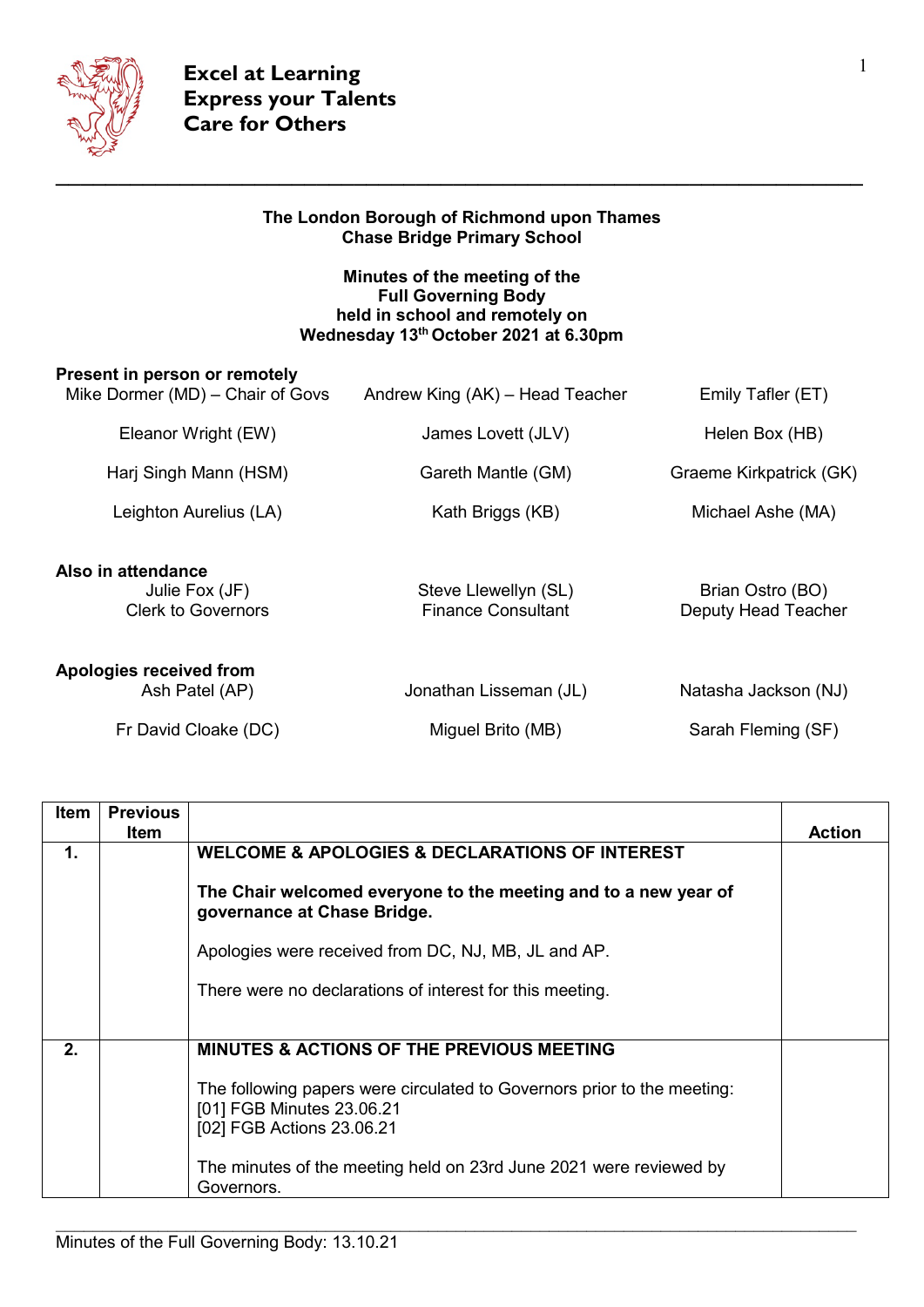**Excel at Learning**
**Express your Talents**
**Care for Others**

---

**The London Borough of Richmond upon Thames**
**Chase Bridge Primary School**

**Minutes of the meeting of the**
**Full Governing Body**
**held in school and remotely on**
**Wednesday 13th October 2021 at 6.30pm**

**Present in person or remotely**

| | | |
|---|---|---|
| Mike Dormer (MD) – Chair of Govs | Andrew King (AK) – Head Teacher | Emily Tafler (ET) |
| Eleanor Wright (EW) | James Lovett (JLV) | Helen Box (HB) |
| Harj Singh Mann (HSM) | Gareth Mantle (GM) | Graeme Kirkpatrick (GK) |
| Leighton Aurelius (LA) | Kath Briggs (KB) | Michael Ashe (MA) |

**Also in attendance**

| | | |
|---|---|---|
| Julie Fox (JF) Clerk to Governors | Steve Llewellyn (SL) Finance Consultant | Brian Ostro (BO) Deputy Head Teacher |

**Apologies received from**

| | | |
|---|---|---|
| Ash Patel (AP) | Jonathan Lisseman (JL) | Natasha Jackson (NJ) |
| Fr David Cloake (DC) | Miguel Brito (MB) | Sarah Fleming (SF) |

| Item | Previous Item | | Action |
|---|---|---|---|
| 1. | | **WELCOME & APOLOGIES & DECLARATIONS OF INTEREST**<br><br>**The Chair welcomed everyone to the meeting and to a new year of governance at Chase Bridge.**<br><br>Apologies were received from DC, NJ, MB, JL and AP.<br><br>There were no declarations of interest for this meeting. | |
| 2. | | **MINUTES & ACTIONS OF THE PREVIOUS MEETING**<br><br>The following papers were circulated to Governors prior to the meeting:<br>[01] FGB Minutes 23.06.21<br>[02] FGB Actions 23.06.21<br><br>The minutes of the meeting held on 23rd June 2021 were reviewed by Governors. | |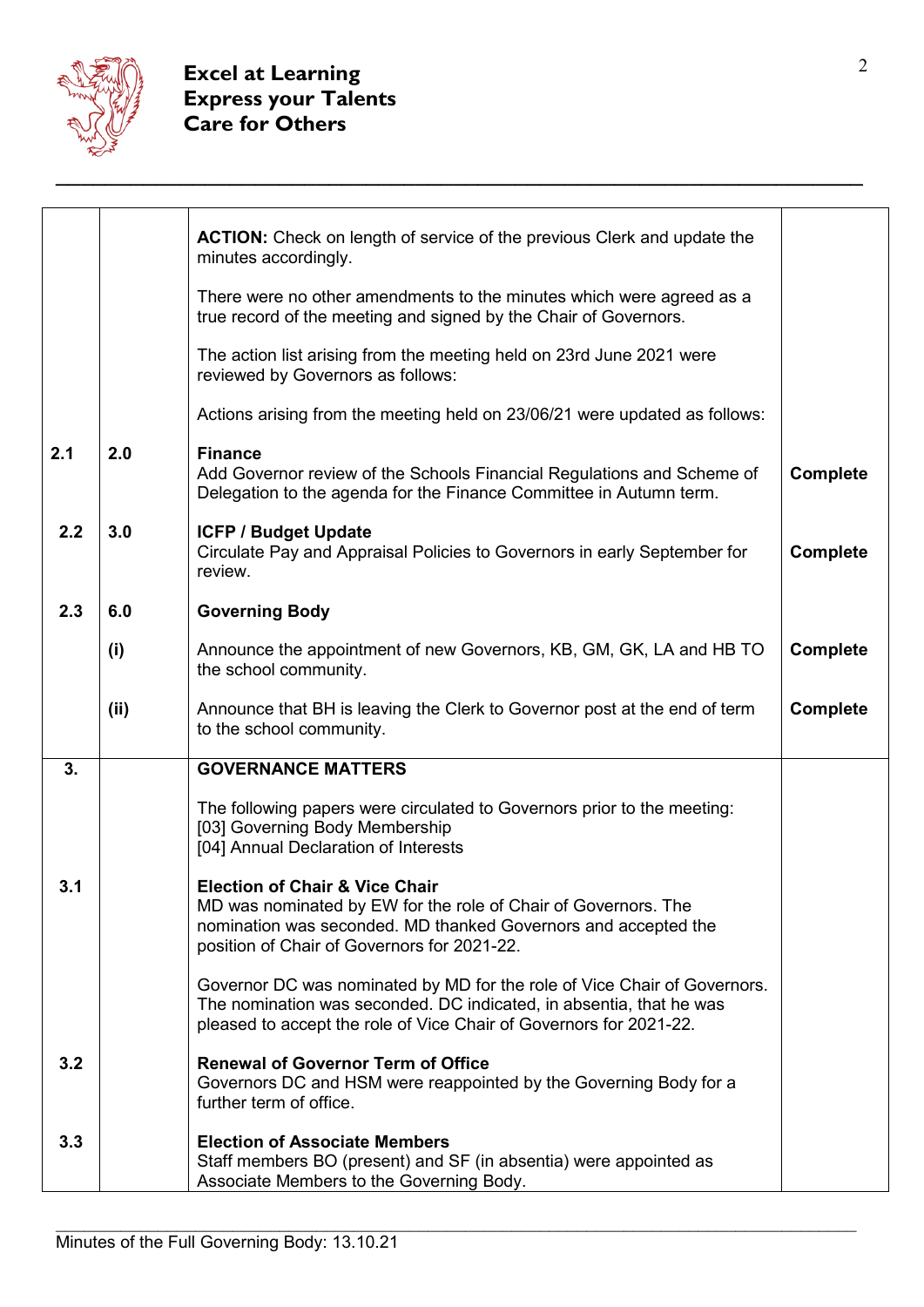| | | | |
|---|---|---|---|
| | | **ACTION:** Check on length of service of the previous Clerk and update the minutes accordingly.<br><br>There were no other amendments to the minutes which were agreed as a true record of the meeting and signed by the Chair of Governors.<br><br>The action list arising from the meeting held on 23rd June 2021 were reviewed by Governors as follows:<br><br>Actions arising from the meeting held on 23/06/21 were updated as follows: | |
| **2.1** | **2.0** | **Finance**<br>Add Governor review of the Schools Financial Regulations and Scheme of Delegation to the agenda for the Finance Committee in Autumn term. | **Complete** |
| **2.2** | **3.0** | **ICFP / Budget Update**<br>Circulate Pay and Appraisal Policies to Governors in early September for review. | **Complete** |
| **2.3** | **6.0** | **Governing Body** | |
| | **(i)** | Announce the appointment of new Governors, KB, GM, GK, LA and HB TO the school community. | **Complete** |
| | **(ii)** | Announce that BH is leaving the Clerk to Governor post at the end of term to the school community. | **Complete** |
| **3.** | | **GOVERNANCE MATTERS**<br><br>The following papers were circulated to Governors prior to the meeting:<br>[03] Governing Body Membership<br>[04] Annual Declaration of Interests | |
| **3.1** | | **Election of Chair & Vice Chair**<br>MD was nominated by EW for the role of Chair of Governors. The nomination was seconded. MD thanked Governors and accepted the position of Chair of Governors for 2021-22.<br><br>Governor DC was nominated by MD for the role of Vice Chair of Governors. The nomination was seconded. DC indicated, in absentia, that he was pleased to accept the role of Vice Chair of Governors for 2021-22. | |
| **3.2** | | **Renewal of Governor Term of Office**<br>Governors DC and HSM were reappointed by the Governing Body for a further term of office. | |
| **3.3** | | **Election of Associate Members**<br>Staff members BO (present) and SF (in absentia) were appointed as Associate Members to the Governing Body. | |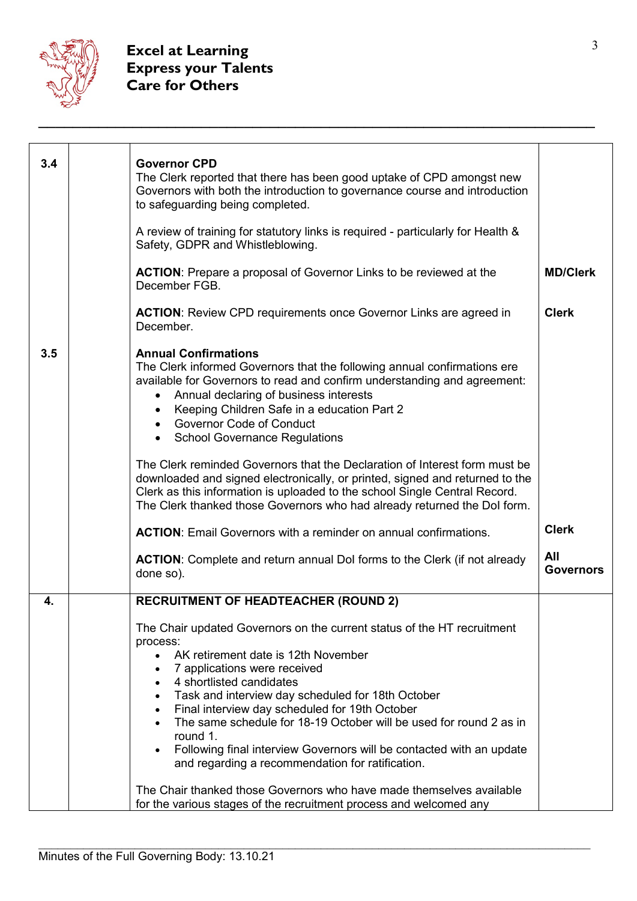| | | | |
|---|---|---|---|
| **3.4** | | **Governor CPD**<br>The Clerk reported that there has been good uptake of CPD amongst new Governors with both the introduction to governance course and introduction to safeguarding being completed.<br><br>A review of training for statutory links is required - particularly for Health & Safety, GDPR and Whistleblowing.<br><br>**ACTION**: Prepare a proposal of Governor Links to be reviewed at the December FGB.<br><br>**ACTION**: Review CPD requirements once Governor Links are agreed in December. | <br><br><br><br><br><br>**MD/Clerk**<br><br>**Clerk** |
| **3.5** | | **Annual Confirmations**<br>The Clerk informed Governors that the following annual confirmations ere available for Governors to read and confirm understanding and agreement:<br>• Annual declaring of business interests<br>• Keeping Children Safe in a education Part 2<br>• Governor Code of Conduct<br>• School Governance Regulations<br><br>The Clerk reminded Governors that the Declaration of Interest form must be downloaded and signed electronically, or printed, signed and returned to the Clerk as this information is uploaded to the school Single Central Record. The Clerk thanked those Governors who had already returned the DoI form.<br><br>**ACTION**: Email Governors with a reminder on annual confirmations.<br><br>**ACTION**: Complete and return annual DoI forms to the Clerk (if not already done so). | <br><br><br><br><br><br><br><br><br><br><br><br>**Clerk**<br><br>**All Governors** |
| **4.** | | **RECRUITMENT OF HEADTEACHER (ROUND 2)**<br><br>The Chair updated Governors on the current status of the HT recruitment process:<br>• AK retirement date is 12th November<br>• 7 applications were received<br>• 4 shortlisted candidates<br>• Task and interview day scheduled for 18th October<br>• Final interview day scheduled for 19th October<br>• The same schedule for 18-19 October will be used for round 2 as in round 1.<br>• Following final interview Governors will be contacted with an update and regarding a recommendation for ratification.<br><br>The Chair thanked those Governors who have made themselves available for the various stages of the recruitment process and welcomed any | |

Minutes of the Full Governing Body: 13.10.21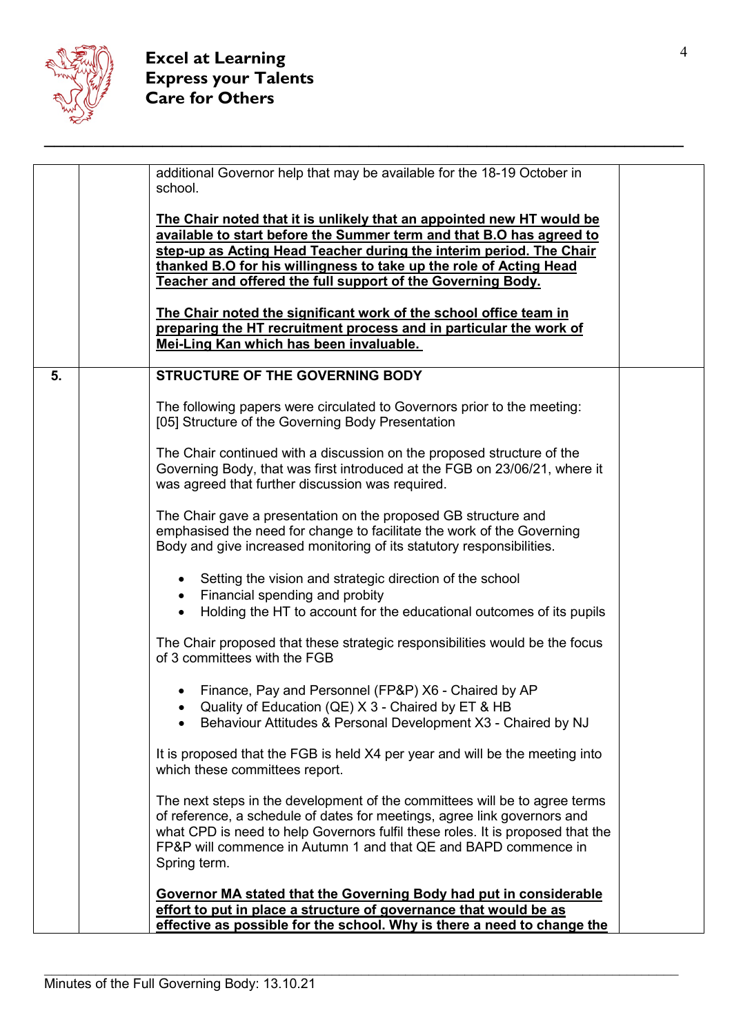| | | | |
|---|---|---|---|
| | | additional Governor help that may be available for the 18-19 October in school.<br><br>**The Chair noted that it is unlikely that an appointed new HT would be available to start before the Summer term and that B.O has agreed to step-up as Acting Head Teacher during the interim period. The Chair thanked B.O for his willingness to take up the role of Acting Head Teacher and offered the full support of the Governing Body.**<br><br>**The Chair noted the significant work of the school office team in preparing the HT recruitment process and in particular the work of Mei-Ling Kan which has been invaluable.** | |
| **5.** | | **STRUCTURE OF THE GOVERNING BODY**<br><br>The following papers were circulated to Governors prior to the meeting:<br>[05] Structure of the Governing Body Presentation<br><br>The Chair continued with a discussion on the proposed structure of the Governing Body, that was first introduced at the FGB on 23/06/21, where it was agreed that further discussion was required.<br><br>The Chair gave a presentation on the proposed GB structure and emphasised the need for change to facilitate the work of the Governing Body and give increased monitoring of its statutory responsibilities.<br><br>• Setting the vision and strategic direction of the school<br>• Financial spending and probity<br>• Holding the HT to account for the educational outcomes of its pupils<br><br>The Chair proposed that these strategic responsibilities would be the focus of 3 committees with the FGB<br><br>• Finance, Pay and Personnel (FP&P) X6 - Chaired by AP<br>• Quality of Education (QE) X 3 - Chaired by ET & HB<br>• Behaviour Attitudes & Personal Development X3 - Chaired by NJ<br><br>It is proposed that the FGB is held X4 per year and will be the meeting into which these committees report.<br><br>The next steps in the development of the committees will be to agree terms of reference, a schedule of dates for meetings, agree link governors and what CPD is need to help Governors fulfil these roles. It is proposed that the FP&P will commence in Autumn 1 and that QE and BAPD commence in Spring term.<br><br>**Governor MA stated that the Governing Body had put in considerable effort to put in place a structure of governance that would be as effective as possible for the school. Why is there a need to change the** | |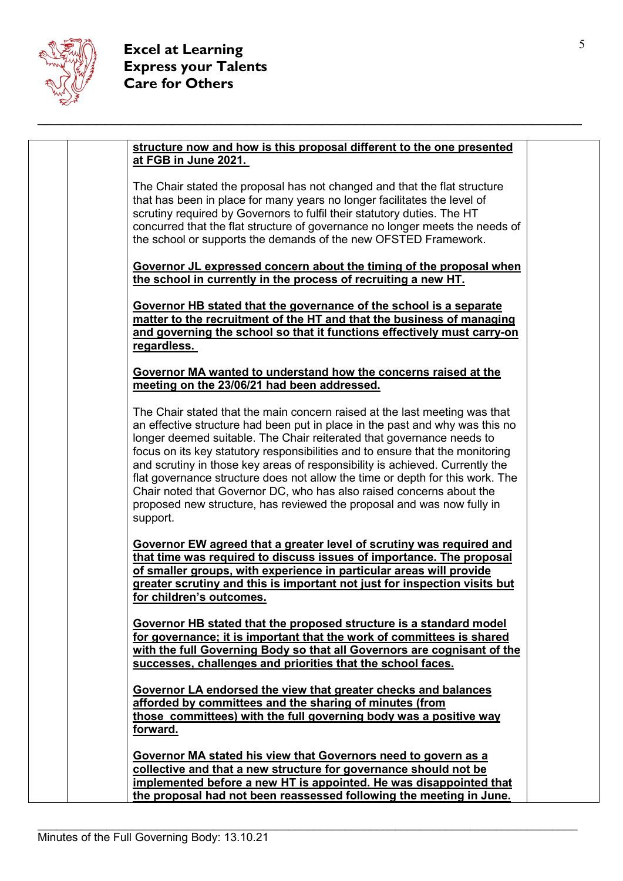**structure now and how is this proposal different to the one presented at FGB in June 2021.**

The Chair stated the proposal has not changed and that the flat structure that has been in place for many years no longer facilitates the level of scrutiny required by Governors to fulfil their statutory duties. The HT concurred that the flat structure of governance no longer meets the needs of the school or supports the demands of the new OFSTED Framework.

**Governor JL expressed concern about the timing of the proposal when the school in currently in the process of recruiting a new HT.**

**Governor HB stated that the governance of the school is a separate matter to the recruitment of the HT and that the business of managing and governing the school so that it functions effectively must carry-on regardless.**

**Governor MA wanted to understand how the concerns raised at the meeting on the 23/06/21 had been addressed.**

The Chair stated that the main concern raised at the last meeting was that an effective structure had been put in place in the past and why was this no longer deemed suitable. The Chair reiterated that governance needs to focus on its key statutory responsibilities and to ensure that the monitoring and scrutiny in those key areas of responsibility is achieved. Currently the flat governance structure does not allow the time or depth for this work. The Chair noted that Governor DC, who has also raised concerns about the proposed new structure, has reviewed the proposal and was now fully in support.

**Governor EW agreed that a greater level of scrutiny was required and that time was required to discuss issues of importance. The proposal of smaller groups, with experience in particular areas will provide greater scrutiny and this is important not just for inspection visits but for children's outcomes.**

**Governor HB stated that the proposed structure is a standard model for governance; it is important that the work of committees is shared with the full Governing Body so that all Governors are cognisant of the successes, challenges and priorities that the school faces.**

**Governor LA endorsed the view that greater checks and balances afforded by committees and the sharing of minutes (from those committees) with the full governing body was a positive way forward.**

**Governor MA stated his view that Governors need to govern as a collective and that a new structure for governance should not be implemented before a new HT is appointed. He was disappointed that the proposal had not been reassessed following the meeting in June.**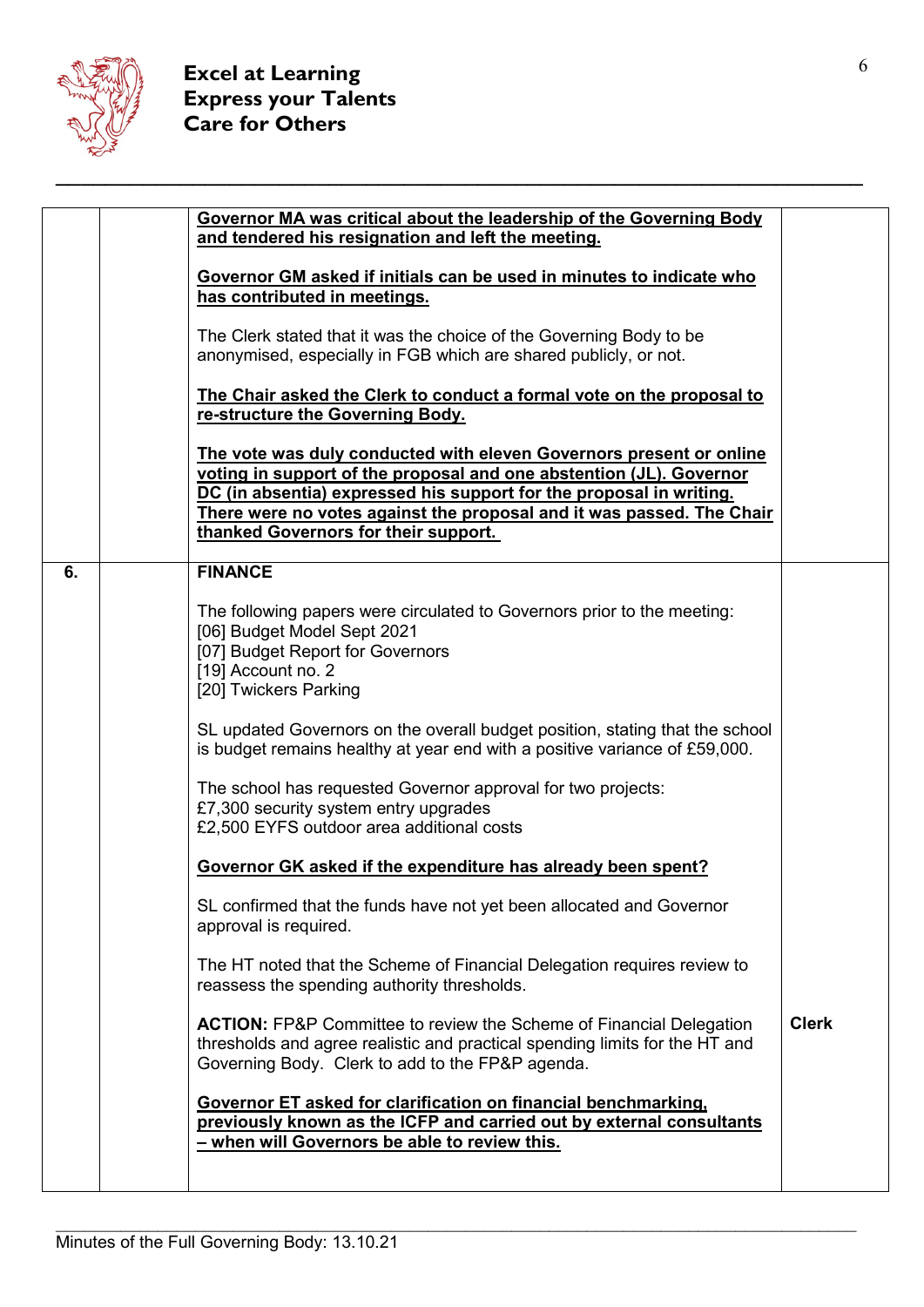| | | | |
|---|---|---|---|
| | | **Governor MA was critical about the leadership of the Governing Body and tendered his resignation and left the meeting.**<br><br>**Governor GM asked if initials can be used in minutes to indicate who has contributed in meetings.**<br><br>The Clerk stated that it was the choice of the Governing Body to be anonymised, especially in FGB which are shared publicly, or not.<br><br>**The Chair asked the Clerk to conduct a formal vote on the proposal to re-structure the Governing Body.**<br><br>**The vote was duly conducted with eleven Governors present or online voting in support of the proposal and one abstention (JL). Governor DC (in absentia) expressed his support for the proposal in writing. There were no votes against the proposal and it was passed. The Chair thanked Governors for their support.** | |
| **6.** | | **FINANCE**<br><br>The following papers were circulated to Governors prior to the meeting:<br>[06] Budget Model Sept 2021<br>[07] Budget Report for Governors<br>[19] Account no. 2<br>[20] Twickers Parking<br><br>SL updated Governors on the overall budget position, stating that the school is budget remains healthy at year end with a positive variance of £59,000.<br><br>The school has requested Governor approval for two projects:<br>£7,300 security system entry upgrades<br>£2,500 EYFS outdoor area additional costs<br><br>**Governor GK asked if the expenditure has already been spent?**<br><br>SL confirmed that the funds have not yet been allocated and Governor approval is required.<br><br>The HT noted that the Scheme of Financial Delegation requires review to reassess the spending authority thresholds.<br><br>**ACTION:** FP&P Committee to review the Scheme of Financial Delegation thresholds and agree realistic and practical spending limits for the HT and Governing Body. Clerk to add to the FP&P agenda.<br><br>**Governor ET asked for clarification on financial benchmarking, previously known as the ICFP and carried out by external consultants – when will Governors be able to review this.** | **Clerk** |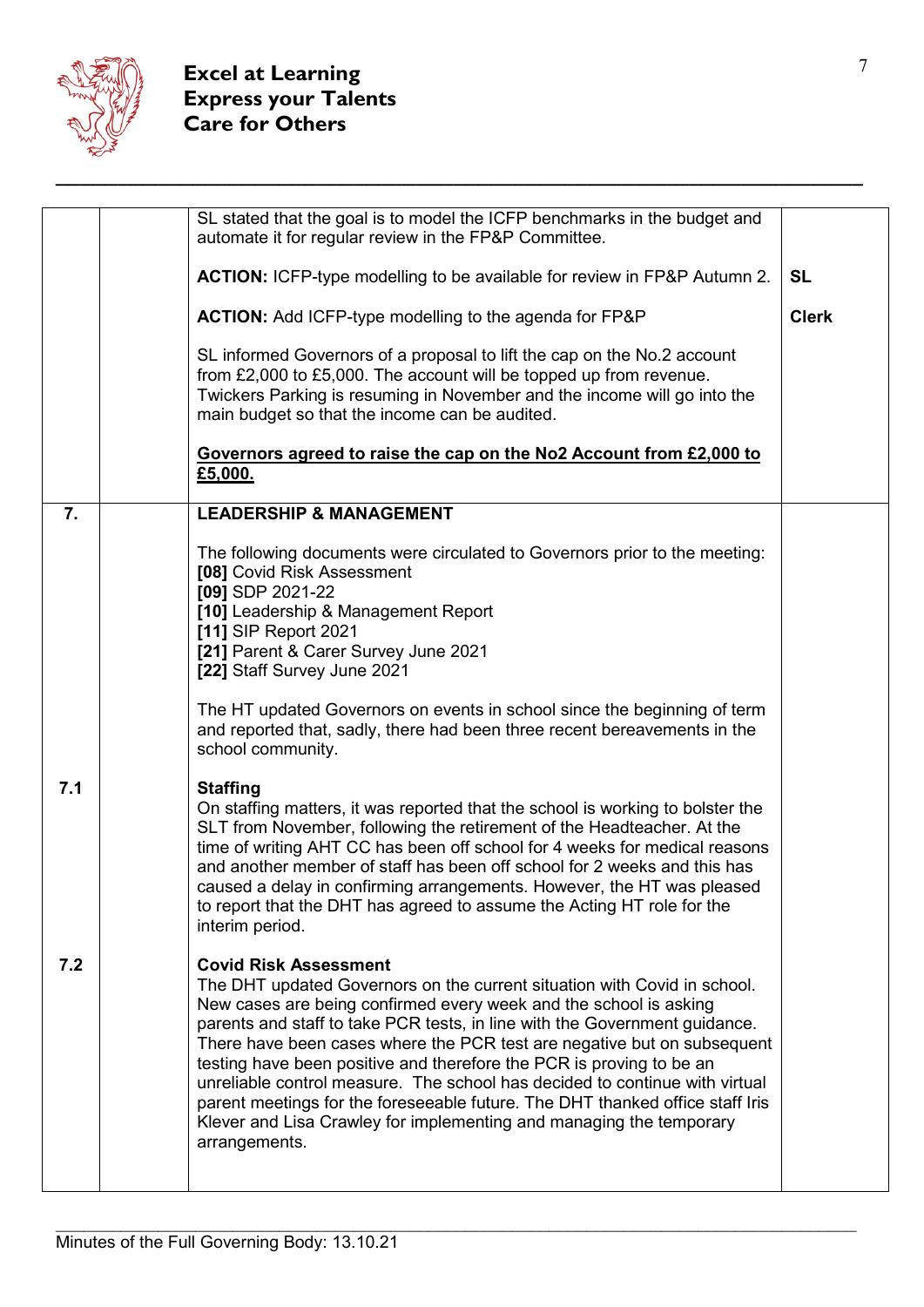| | | | |
|---|---|---|---|
| | | SL stated that the goal is to model the ICFP benchmarks in the budget and automate it for regular review in the FP&P Committee.<br><br>**ACTION:** ICFP-type modelling to be available for review in FP&P Autumn 2.<br><br>**ACTION:** Add ICFP-type modelling to the agenda for FP&P<br><br>SL informed Governors of a proposal to lift the cap on the No.2 account from £2,000 to £5,000. The account will be topped up from revenue. Twickers Parking is resuming in November and the income will go into the main budget so that the income can be audited.<br><br>**Governors agreed to raise the cap on the No2 Account from £2,000 to £5,000.** | <br><br><br>**SL**<br><br>**Clerk** |
| **7.** | | **LEADERSHIP & MANAGEMENT**<br><br>The following documents were circulated to Governors prior to the meeting:<br>**[08]** Covid Risk Assessment<br>**[09]** SDP 2021-22<br>**[10]** Leadership & Management Report<br>**[11]** SIP Report 2021<br>**[21]** Parent & Carer Survey June 2021<br>**[22]** Staff Survey June 2021<br><br>The HT updated Governors on events in school since the beginning of term and reported that, sadly, there had been three recent bereavements in the school community. | |
| **7.1** | | **Staffing**<br>On staffing matters, it was reported that the school is working to bolster the SLT from November, following the retirement of the Headteacher. At the time of writing AHT CC has been off school for 4 weeks for medical reasons and another member of staff has been off school for 2 weeks and this has caused a delay in confirming arrangements. However, the HT was pleased to report that the DHT has agreed to assume the Acting HT role for the interim period. | |
| **7.2** | | **Covid Risk Assessment**<br>The DHT updated Governors on the current situation with Covid in school. New cases are being confirmed every week and the school is asking parents and staff to take PCR tests, in line with the Government guidance. There have been cases where the PCR test are negative but on subsequent testing have been positive and therefore the PCR is proving to be an unreliable control measure. The school has decided to continue with virtual parent meetings for the foreseeable future. The DHT thanked office staff Iris Klever and Lisa Crawley for implementing and managing the temporary arrangements. | |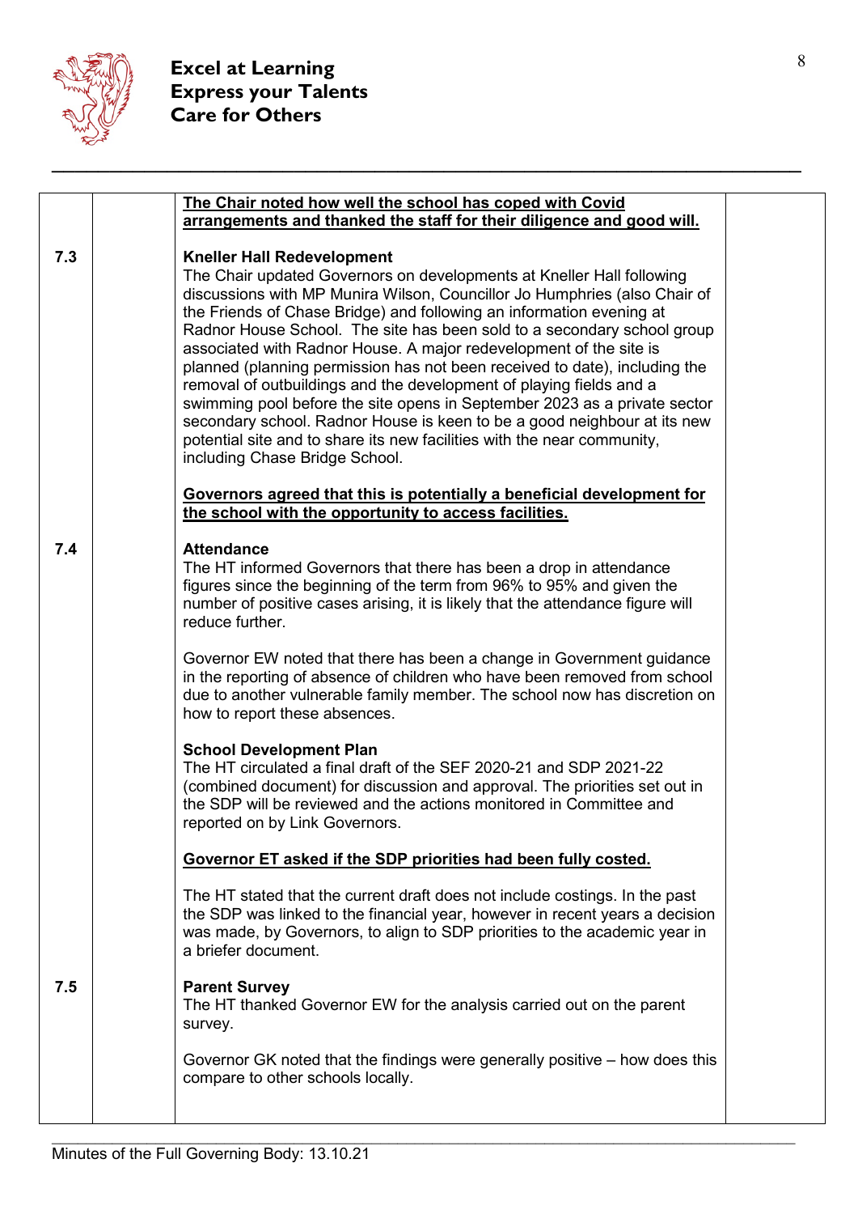| | | | |
|---|---|---|---|
| | | **The Chair noted how well the school has coped with Covid arrangements and thanked the staff for their diligence and good will.** | |
| 7.3 | | **Kneller Hall Redevelopment**<br>The Chair updated Governors on developments at Kneller Hall following discussions with MP Munira Wilson, Councillor Jo Humphries (also Chair of the Friends of Chase Bridge) and following an information evening at Radnor House School. The site has been sold to a secondary school group associated with Radnor House. A major redevelopment of the site is planned (planning permission has not been received to date), including the removal of outbuildings and the development of playing fields and a swimming pool before the site opens in September 2023 as a private sector secondary school. Radnor House is keen to be a good neighbour at its new potential site and to share its new facilities with the near community, including Chase Bridge School.<br><br>**Governors agreed that this is potentially a beneficial development for the school with the opportunity to access facilities.** | |
| 7.4 | | **Attendance**<br>The HT informed Governors that there has been a drop in attendance figures since the beginning of the term from 96% to 95% and given the number of positive cases arising, it is likely that the attendance figure will reduce further.<br><br>Governor EW noted that there has been a change in Government guidance in the reporting of absence of children who have been removed from school due to another vulnerable family member. The school now has discretion on how to report these absences.<br><br>**School Development Plan**<br>The HT circulated a final draft of the SEF 2020-21 and SDP 2021-22 (combined document) for discussion and approval. The priorities set out in the SDP will be reviewed and the actions monitored in Committee and reported on by Link Governors.<br><br>**Governor ET asked if the SDP priorities had been fully costed.**<br><br>The HT stated that the current draft does not include costings. In the past the SDP was linked to the financial year, however in recent years a decision was made, by Governors, to align to SDP priorities to the academic year in a briefer document. | |
| 7.5 | | **Parent Survey**<br>The HT thanked Governor EW for the analysis carried out on the parent survey.<br><br>Governor GK noted that the findings were generally positive – how does this compare to other schools locally. | |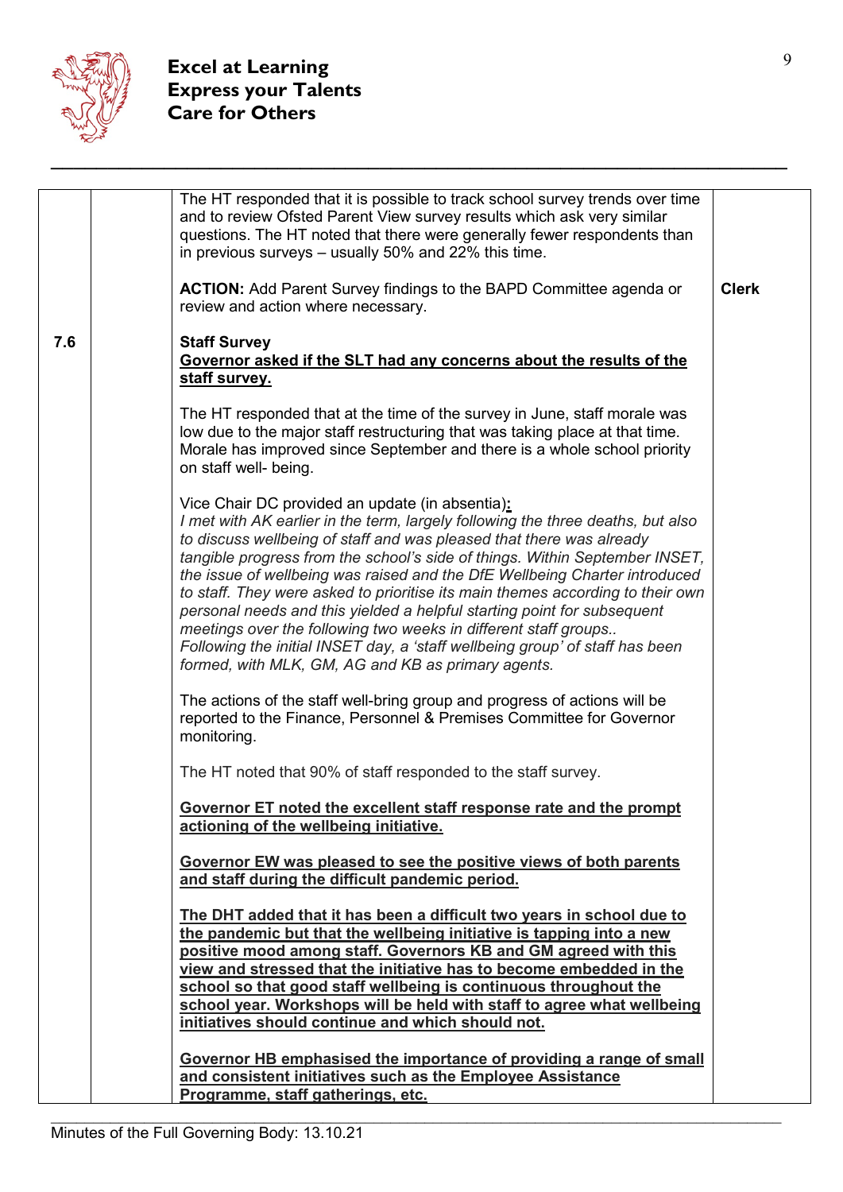| | | | |
|---|---|---|---|
| | | The HT responded that it is possible to track school survey trends over time and to review Ofsted Parent View survey results which ask very similar questions. The HT noted that there were generally fewer respondents than in previous surveys – usually 50% and 22% this time.<br><br>**ACTION:** Add Parent Survey findings to the BAPD Committee agenda or review and action where necessary. | **Clerk** |
| **7.6** | | **Staff Survey**<br>**<u>Governor asked if the SLT had any concerns about the results of the staff survey.</u>**<br><br>The HT responded that at the time of the survey in June, staff morale was low due to the major staff restructuring that was taking place at that time. Morale has improved since September and there is a whole school priority on staff well- being.<br><br>Vice Chair DC provided an update (in absentia):<br>*I met with AK earlier in the term, largely following the three deaths, but also to discuss wellbeing of staff and was pleased that there was already tangible progress from the school's side of things. Within September INSET, the issue of wellbeing was raised and the DfE Wellbeing Charter introduced to staff. They were asked to prioritise its main themes according to their own personal needs and this yielded a helpful starting point for subsequent meetings over the following two weeks in different staff groups..*<br>*Following the initial INSET day, a 'staff wellbeing group' of staff has been formed, with MLK, GM, AG and KB as primary agents.*<br><br>The actions of the staff well-bring group and progress of actions will be reported to the Finance, Personnel & Premises Committee for Governor monitoring.<br><br>The HT noted that 90% of staff responded to the staff survey.<br><br>**<u>Governor ET noted the excellent staff response rate and the prompt actioning of the wellbeing initiative.</u>**<br><br>**<u>Governor EW was pleased to see the positive views of both parents and staff during the difficult pandemic period.</u>**<br><br>**<u>The DHT added that it has been a difficult two years in school due to the pandemic but that the wellbeing initiative is tapping into a new positive mood among staff. Governors KB and GM agreed with this view and stressed that the initiative has to become embedded in the school so that good staff wellbeing is continuous throughout the school year. Workshops will be held with staff to agree what wellbeing initiatives should continue and which should not.</u>**<br><br>**<u>Governor HB emphasised the importance of providing a range of small and consistent initiatives such as the Employee Assistance Programme, staff gatherings, etc.</u>** | |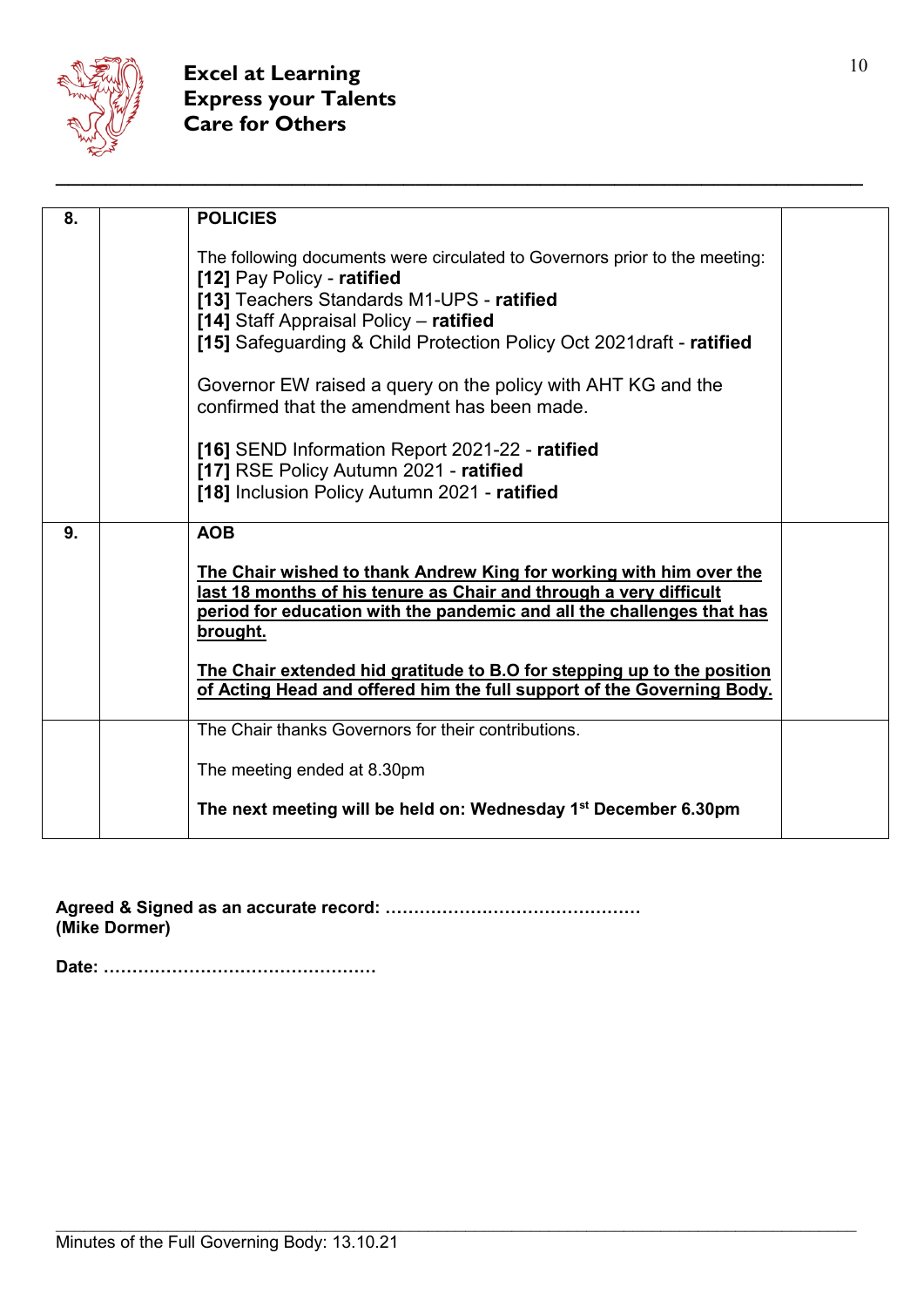**Excel at Learning**
**Express your Talents**
**Care for Others**

| | | | |
|---|---|---|---|
| **8.** | | **POLICIES**<br><br>The following documents were circulated to Governors prior to the meeting:<br>**[12]** Pay Policy - **ratified**<br>**[13]** Teachers Standards M1-UPS - **ratified**<br>**[14]** Staff Appraisal Policy – **ratified**<br>**[15]** Safeguarding & Child Protection Policy Oct 2021draft - **ratified**<br><br>Governor EW raised a query on the policy with AHT KG and the confirmed that the amendment has been made.<br><br>**[16]** SEND Information Report 2021-22 - **ratified**<br>**[17]** RSE Policy Autumn 2021 - **ratified**<br>**[18]** Inclusion Policy Autumn 2021 - **ratified** | |
| **9.** | | **AOB**<br><br>**The Chair wished to thank Andrew King for working with him over the last 18 months of his tenure as Chair and through a very difficult period for education with the pandemic and all the challenges that has brought.**<br><br>**The Chair extended hid gratitude to B.O for stepping up to the position of Acting Head and offered him the full support of the Governing Body.** | |
| | | The Chair thanks Governors for their contributions.<br><br>The meeting ended at 8.30pm<br><br>**The next meeting will be held on: Wednesday 1st December 6.30pm** | |

**Agreed & Signed as an accurate record: ………………………………………**
**(Mike Dormer)**

**Date: …………………………………………**

Minutes of the Full Governing Body: 13.10.21